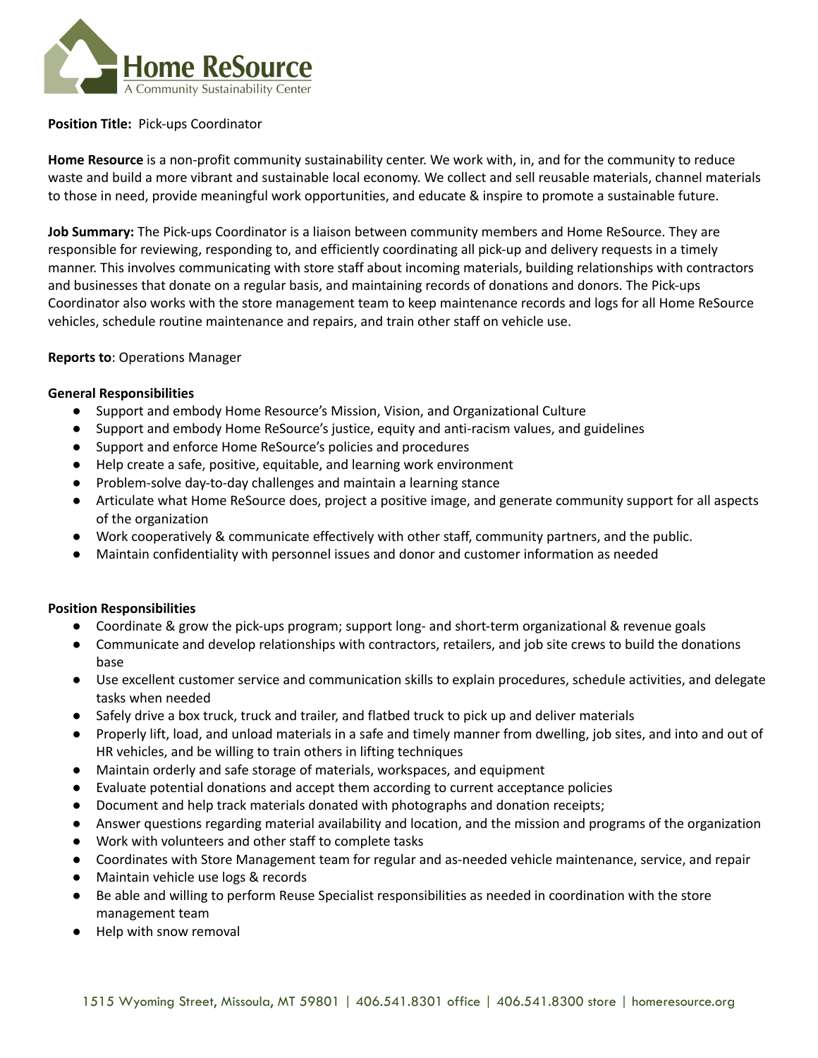Home ReSource
A Community Sustainability Center

**Position Title:** Pick-ups Coordinator

**Home Resource** is a non-profit community sustainability center. We work with, in, and for the community to reduce waste and build a more vibrant and sustainable local economy. We collect and sell reusable materials, channel materials to those in need, provide meaningful work opportunities, and educate & inspire to promote a sustainable future.

**Job Summary:** The Pick-ups Coordinator is a liaison between community members and Home ReSource. They are responsible for reviewing, responding to, and efficiently coordinating all pick-up and delivery requests in a timely manner. This involves communicating with store staff about incoming materials, building relationships with contractors and businesses that donate on a regular basis, and maintaining records of donations and donors. The Pick-ups Coordinator also works with the store management team to keep maintenance records and logs for all Home ReSource vehicles, schedule routine maintenance and repairs, and train other staff on vehicle use.

**Reports to**: Operations Manager

**General Responsibilities**

- Support and embody Home Resource's Mission, Vision, and Organizational Culture
- Support and embody Home ReSource's justice, equity and anti-racism values, and guidelines
- Support and enforce Home ReSource's policies and procedures
- Help create a safe, positive, equitable, and learning work environment
- Problem-solve day-to-day challenges and maintain a learning stance
- Articulate what Home ReSource does, project a positive image, and generate community support for all aspects of the organization
- Work cooperatively & communicate effectively with other staff, community partners, and the public.
- Maintain confidentiality with personnel issues and donor and customer information as needed

**Position Responsibilities**

- Coordinate & grow the pick-ups program; support long- and short-term organizational & revenue goals
- Communicate and develop relationships with contractors, retailers, and job site crews to build the donations base
- Use excellent customer service and communication skills to explain procedures, schedule activities, and delegate tasks when needed
- Safely drive a box truck, truck and trailer, and flatbed truck to pick up and deliver materials
- Properly lift, load, and unload materials in a safe and timely manner from dwelling, job sites, and into and out of HR vehicles, and be willing to train others in lifting techniques
- Maintain orderly and safe storage of materials, workspaces, and equipment
- Evaluate potential donations and accept them according to current acceptance policies
- Document and help track materials donated with photographs and donation receipts;
- Answer questions regarding material availability and location, and the mission and programs of the organization
- Work with volunteers and other staff to complete tasks
- Coordinates with Store Management team for regular and as-needed vehicle maintenance, service, and repair
- Maintain vehicle use logs & records
- Be able and willing to perform Reuse Specialist responsibilities as needed in coordination with the store management team
- Help with snow removal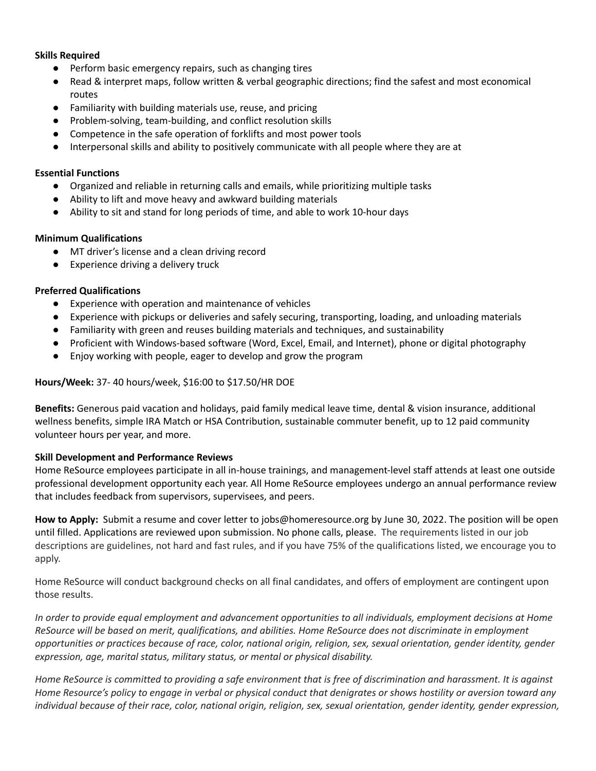**Skills Required**

- Perform basic emergency repairs, such as changing tires
- Read & interpret maps, follow written & verbal geographic directions; find the safest and most economical routes
- Familiarity with building materials use, reuse, and pricing
- Problem-solving, team-building, and conflict resolution skills
- Competence in the safe operation of forklifts and most power tools
- Interpersonal skills and ability to positively communicate with all people where they are at

**Essential Functions**

- Organized and reliable in returning calls and emails, while prioritizing multiple tasks
- Ability to lift and move heavy and awkward building materials
- Ability to sit and stand for long periods of time, and able to work 10-hour days

**Minimum Qualifications**

- MT driver's license and a clean driving record
- Experience driving a delivery truck

**Preferred Qualifications**

- Experience with operation and maintenance of vehicles
- Experience with pickups or deliveries and safely securing, transporting, loading, and unloading materials
- Familiarity with green and reuses building materials and techniques, and sustainability
- Proficient with Windows-based software (Word, Excel, Email, and Internet), phone or digital photography
- Enjoy working with people, eager to develop and grow the program

**Hours/Week:** 37- 40 hours/week, $16:00 to $17.50/HR DOE

**Benefits:** Generous paid vacation and holidays, paid family medical leave time, dental & vision insurance, additional wellness benefits, simple IRA Match or HSA Contribution, sustainable commuter benefit, up to 12 paid community volunteer hours per year, and more.

**Skill Development and Performance Reviews**

Home ReSource employees participate in all in-house trainings, and management-level staff attends at least one outside professional development opportunity each year. All Home ReSource employees undergo an annual performance review that includes feedback from supervisors, supervisees, and peers.

**How to Apply:** Submit a resume and cover letter to jobs@homeresource.org by June 30, 2022. The position will be open until filled. Applications are reviewed upon submission. No phone calls, please. The requirements listed in our job descriptions are guidelines, not hard and fast rules, and if you have 75% of the qualifications listed, we encourage you to apply.

Home ReSource will conduct background checks on all final candidates, and offers of employment are contingent upon those results.

*In order to provide equal employment and advancement opportunities to all individuals, employment decisions at Home ReSource will be based on merit, qualifications, and abilities. Home ReSource does not discriminate in employment opportunities or practices because of race, color, national origin, religion, sex, sexual orientation, gender identity, gender expression, age, marital status, military status, or mental or physical disability.*

*Home ReSource is committed to providing a safe environment that is free of discrimination and harassment. It is against Home Resource's policy to engage in verbal or physical conduct that denigrates or shows hostility or aversion toward any individual because of their race, color, national origin, religion, sex, sexual orientation, gender identity, gender expression,*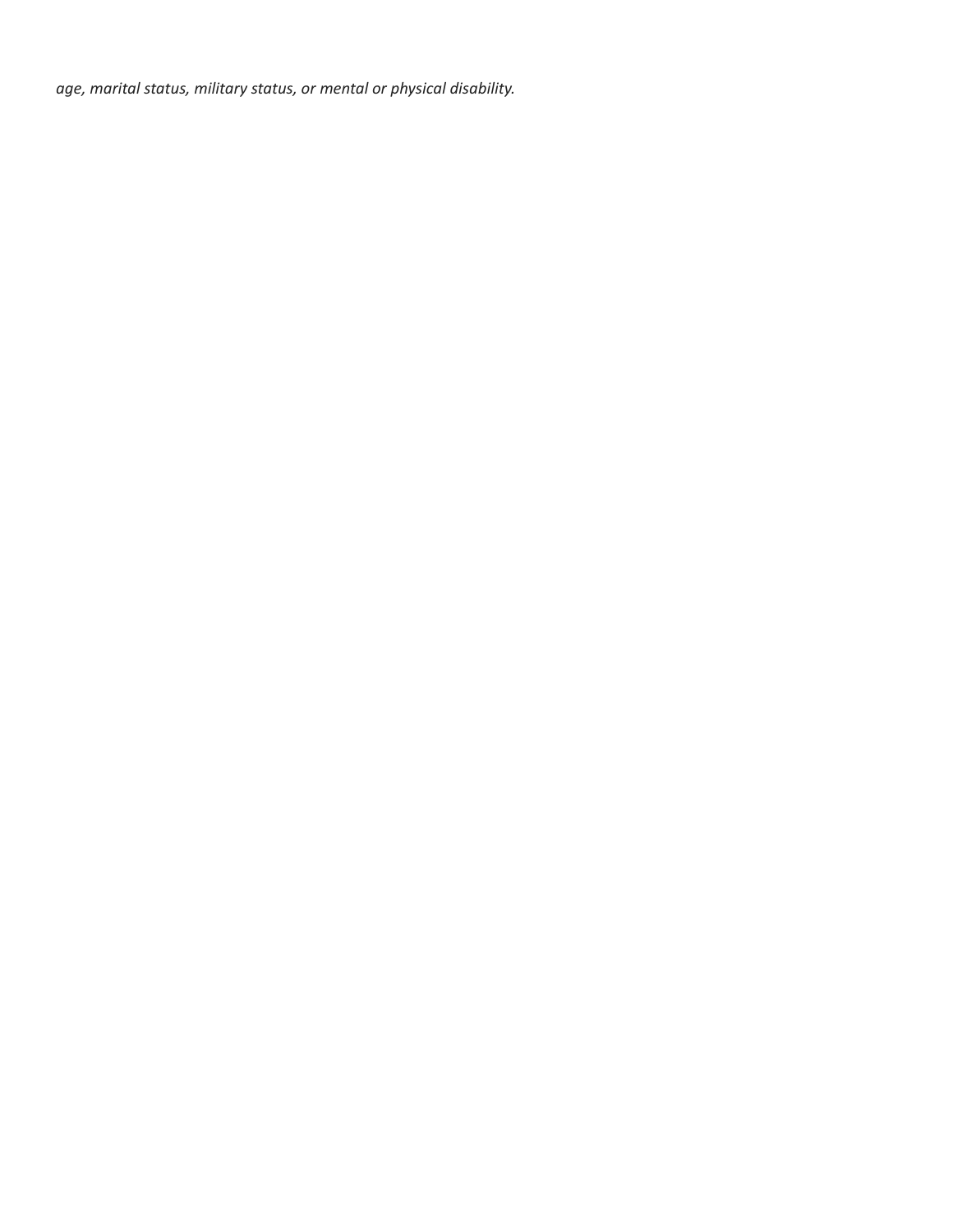*age, marital status, military status, or mental or physical disability.*